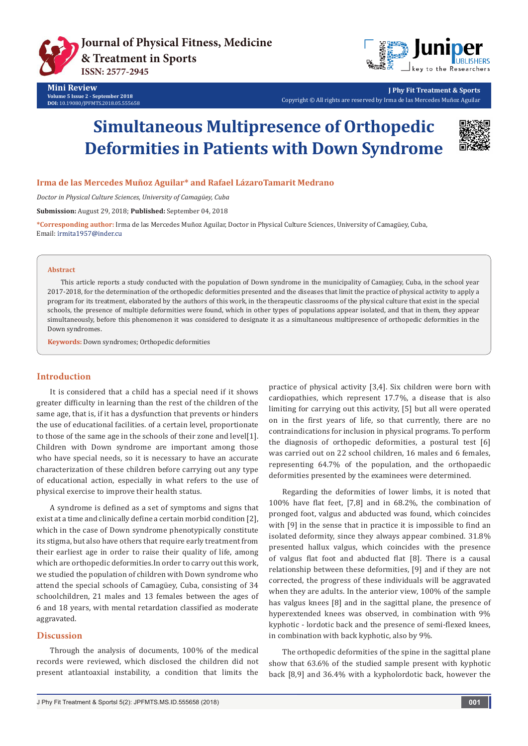Mini Review

Volume 5 Issue 2 - September 2018
DOI: 10.19080/JPFMTS.2018.05.555658

J Phy Fit Treatment & Sports
Copyright © All rights are reserved by Irma de las Mercedes Muñoz Aguilar

# Simultaneous Multipresence of Orthopedic Deformities in Patients with Down Syndrome

**Irma de las Mercedes Muñoz Aguilar* and Rafael LázaroTamarit Medrano**

*Doctor in Physical Culture Sciences, University of Camagüey, Cuba*

**Submission:** August 29, 2018; **Published:** September 04, 2018

***Corresponding author:** Irma de las Mercedes Muñoz Aguilar, Doctor in Physical Culture Sciences, University of Camagüey, Cuba, Email: irmita1957@inder.cu

## Abstract

This article reports a study conducted with the population of Down syndrome in the municipality of Camagüey, Cuba, in the school year 2017-2018, for the determination of the orthopedic deformities presented and the diseases that limit the practice of physical activity to apply a program for its treatment, elaborated by the authors of this work, in the therapeutic classrooms of the physical culture that exist in the special schools, the presence of multiple deformities were found, which in other types of populations appear isolated, and that in them, they appear simultaneously, before this phenomenon it was considered to designate it as a simultaneous multipresence of orthopedic deformities in the Down syndromes.

**Keywords:** Down syndromes; Orthopedic deformities

## Introduction

It is considered that a child has a special need if it shows greater difficulty in learning than the rest of the children of the same age, that is, if it has a dysfunction that prevents or hinders the use of educational facilities. of a certain level, proportionate to those of the same age in the schools of their zone and level[1]. Children with Down syndrome are important among those who have special needs, so it is necessary to have an accurate characterization of these children before carrying out any type of educational action, especially in what refers to the use of physical exercise to improve their health status.

A syndrome is defined as a set of symptoms and signs that exist at a time and clinically define a certain morbid condition [2], which in the case of Down syndrome phenotypically constitute its stigma, but also have others that require early treatment from their earliest age in order to raise their quality of life, among which are orthopedic deformities.In order to carry out this work, we studied the population of children with Down syndrome who attend the special schools of Camagüey, Cuba, consisting of 34 schoolchildren, 21 males and 13 females between the ages of 6 and 18 years, with mental retardation classified as moderate aggravated.

## Discussion

Through the analysis of documents, 100% of the medical records were reviewed, which disclosed the children did not present atlantoaxial instability, a condition that limits the practice of physical activity [3,4]. Six children were born with cardiopathies, which represent 17.7%, a disease that is also limiting for carrying out this activity, [5] but all were operated on in the first years of life, so that currently, there are no contraindications for inclusion in physical programs. To perform the diagnosis of orthopedic deformities, a postural test [6] was carried out on 22 school children, 16 males and 6 females, representing 64.7% of the population, and the orthopaedic deformities presented by the examinees were determined.

Regarding the deformities of lower limbs, it is noted that 100% have flat feet, [7,8] and in 68.2%, the combination of pronged foot, valgus and abducted was found, which coincides with [9] in the sense that in practice it is impossible to find an isolated deformity, since they always appear combined. 31.8% presented hallux valgus, which coincides with the presence of valgus flat foot and abducted flat [8]. There is a causal relationship between these deformities, [9] and if they are not corrected, the progress of these individuals will be aggravated when they are adults. In the anterior view, 100% of the sample has valgus knees [8] and in the sagittal plane, the presence of hyperextended knees was observed, in combination with 9% kyphotic - lordotic back and the presence of semi-flexed knees, in combination with back kyphotic, also by 9%.

The orthopedic deformities of the spine in the sagittal plane show that 63.6% of the studied sample present with kyphotic back [8,9] and 36.4% with a kypholordotic back, however the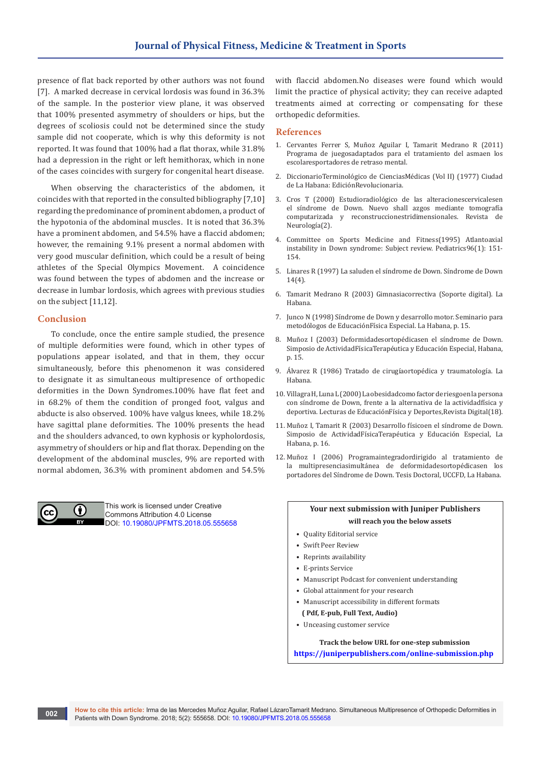presence of flat back reported by other authors was not found [7]. A marked decrease in cervical lordosis was found in 36.3% of the sample. In the posterior view plane, it was observed that 100% presented asymmetry of shoulders or hips, but the degrees of scoliosis could not be determined since the study sample did not cooperate, which is why this deformity is not reported. It was found that 100% had a flat thorax, while 31.8% had a depression in the right or left hemithorax, which in none of the cases coincides with surgery for congenital heart disease.

When observing the characteristics of the abdomen, it coincides with that reported in the consulted bibliography [7,10] regarding the predominance of prominent abdomen, a product of the hypotonia of the abdominal muscles. It is noted that 36.3% have a prominent abdomen, and 54.5% have a flaccid abdomen; however, the remaining 9.1% present a normal abdomen with very good muscular definition, which could be a result of being athletes of the Special Olympics Movement. A coincidence was found between the types of abdomen and the increase or decrease in lumbar lordosis, which agrees with previous studies on the subject [11,12].

## Conclusion

To conclude, once the entire sample studied, the presence of multiple deformities were found, which in other types of populations appear isolated, and that in them, they occur simultaneously, before this phenomenon it was considered to designate it as simultaneous multipresence of orthopedic deformities in the Down Syndromes.100% have flat feet and in 68.2% of them the condition of pronged foot, valgus and abducte is also observed. 100% have valgus knees, while 18.2% have sagittal plane deformities. The 100% presents the head and the shoulders advanced, to own kyphosis or kypholordosis, asymmetry of shoulders or hip and flat thorax. Depending on the development of the abdominal muscles, 9% are reported with normal abdomen, 36.3% with prominent abdomen and 54.5% with flaccid abdomen.No diseases were found which would limit the practice of physical activity; they can receive adapted treatments aimed at correcting or compensating for these orthopedic deformities.

## References

1. Cervantes Ferrer S, Muñoz Aguilar I, Tamarit Medrano R (2011) Programa de juegosadaptados para el tratamiento del asmaen los escolaresportadores de retraso mental.
2. DiccionarioTerminológico de CienciasMédicas (Vol II) (1977) Ciudad de La Habana: EdiciónRevolucionaria.
3. Cros T (2000) Estudioradiológico de las alteracionescervicalesen el síndrome de Down. Nuevo shall azgos mediante tomografía computarizada y reconstruccionestridimensionales. Revista de Neurología(2).
4. Committee on Sports Medicine and Fitness(1995) Atlantoaxial instability in Down syndrome: Subject review. Pediatrics96(1): 151-154.
5. Linares R (1997) La saluden el síndrome de Down. Síndrome de Down 14(4).
6. Tamarit Medrano R (2003) Gimnasiacorrectiva (Soporte digital). La Habana.
7. Junco N (1998) Síndrome de Down y desarrollo motor. Seminario para metodólogos de EducaciónFísica Especial. La Habana, p. 15.
8. Muñoz I (2003) Deformidadesortopédicasen el síndrome de Down. Simposio de ActividadFísicaTerapéutica y Educación Especial, Habana, p. 15.
9. Álvarez R (1986) Tratado de cirugíaortopédica y traumatología. La Habana.
10. Villagra H, Luna L (2000) La obesidadcomo factor de riesgoen la persona con síndrome de Down, frente a la alternativa de la actividadfísica y deportiva. Lecturas de EducaciónFísica y Deportes,Revista Digital(18).
11. Muñoz I, Tamarit R (2003) Desarrollo físicoen el síndrome de Down. Simposio de ActividadFísicaTerapéutica y Educación Especial, La Habana, p. 16.
12. Muñoz I (2006) Programaintegradordirigido al tratamiento de la multipresenciasimultánea de deformidadesortopédicasen los portadores del Síndrome de Down. Tesis Doctoral, UCCFD, La Habana.

This work is licensed under Creative Commons Attribution 4.0 License
DOI: 10.19080/JPFMTS.2018.05.555658

**Your next submission with Juniper Publishers will reach you the below assets**

- Quality Editorial service
- Swift Peer Review
- Reprints availability
- E-prints Service
- Manuscript Podcast for convenient understanding
- Global attainment for your research
- Manuscript accessibility in different formats
  **( Pdf, E-pub, Full Text, Audio)**
- Unceasing customer service

**Track the below URL for one-step submission**
**https://juniperpublishers.com/online-submission.php**

**How to cite this article:** Irma de las Mercedes Muñoz Aguilar, Rafael LázaroTamarit Medrano. Simultaneous Multipresence of Orthopedic Deformities in Patients with Down Syndrome. 2018; 5(2): 555658. DOI: 10.19080/JPFMTS.2018.05.555658